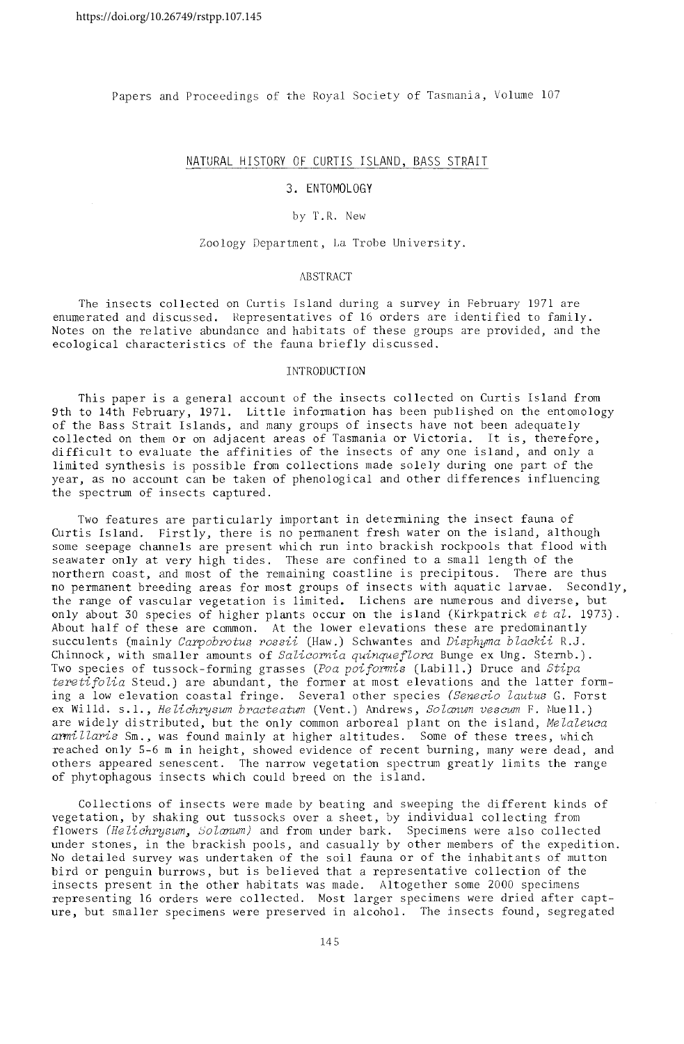https://doi.org/10.26749/rstpp.107.145

Papers and Proceedings of the Royal Society of Tasmania, Volume 107

# NATURAL HISTORY OF CURTIS ISLAND, BASS STRAIT

## 3. ENTOMOLOGY

by T.R. New

Zoology Department, La Trobe University.

### ABSTRACT

The insects collected on Curtis Island during a survey in February 1971 are enumerated and discussed. Representatives of 16 orders are identified to family. Notes on the relative abundance and habitats of these groups are provided, and the ecological characteristics of the fauna briefly discussed.

### INTRODUCTION

This paper is a general account of the insects collected on Curtis Island from 9th to 14th February, 1971. Little information has been published on the entomology of the Bass Strait Islands, and many groups of insects have not been adequately collected on them or on adjacent areas of Tasmania or Victoria. It is, therefore, difficult to evaluate the affinities of the insects of any one island, and only a limited synthesis is possible from collections made solely during one part of the year, as no account can be taken of phenological and other differences influencing the spectrum of insects captured.

Two features are particularly important in determining the insect fauna of Curtis Island. Firstly, there is no permanent fresh water on the island, although some seepage channels are present which run into brackish rockpools that flood with seawater only at very high tides. These are confined to a small length of the northern coast, and most of the remaining coastline is precipitous. There are thus no permanent breeding areas for most groups of insects with aquatic larvae. Secondly, the range of vascular vegetation is limited. Lichens are numerous and diverse, but only about 30 species of higher plants occur on the island (Kirkpatrick *et al.* 1973). About half of these are common. At the lower elevations these are predominantly succulents (mainly *Carpobrotus rossii* (Haw.) Schwantes and *Disphyma blackii* R.J. Chinnock, with smaller amounts of *Salicornia quinqueflora* Bunge ex Ung. Sternb.). Two species of tussock-forming grasses (*Poa poiformis* (Labill.) Druce and *Stipa teretifolia* Steud.) are abundant, the former at most elevations and the latter forming a low elevation coastal fringe. Several other species (*Senecio lautus* G. Forst ex Willd. s.l., *Helichrysum bracteatum* (Vent.) Andrews, *Solanum vescum* F. Muell.) are widely distributed, but the only common arboreal plant on the island, *Melaleuca armillaris* Sm., was found mainly at higher altitudes. Some of these trees, which reached only 5-6 m in height, showed evidence of recent burning, many were dead, and others appeared senescent. The narrow vegetation spectrum greatly limits the range of phytophagous insects which could breed on the island.

Collections of insects were made by beating and sweeping the different kinds of vegetation, by shaking out tussocks over a sheet, by individual collecting from flowers (*Helichrysum*, *Solanum*) and from under bark. Specimens were also collected under stones, in the brackish pools, and casually by other members of the expedition. No detailed survey was undertaken of the soil fauna or of the inhabitants of mutton bird or penguin burrows, but is believed that a representative collection of the insects present in the other habitats was made. Altogether some 2000 specimens representing 16 orders were collected. Most larger specimens were dried after capture, but smaller specimens were preserved in alcohol. The insects found, segregated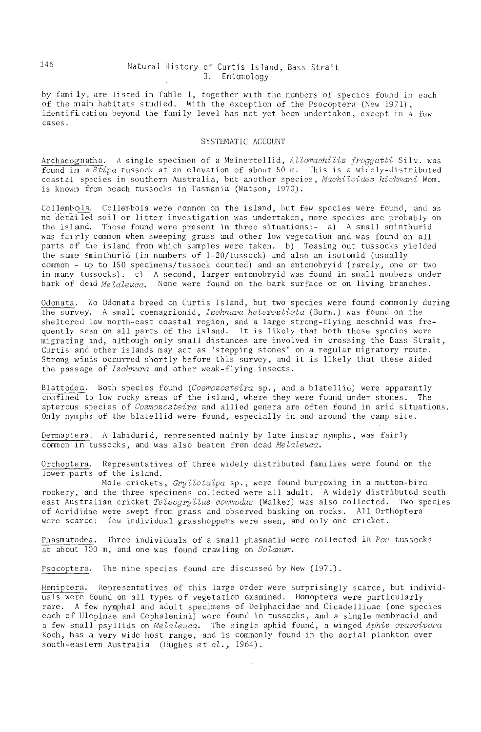by family, are listed in Table 1, together with the numbers of species found in each of the main habitats studied. With the exception of the Psocoptera (New 1971), identification beyond the family level has not yet been undertaken, except in a few cases.

## SYSTEMATIC ACCOUNT

Archaeognatha. A single specimen of a Meinertellid, *Allomachilis froggatti* Silv. was found in a *Stipa* tussock at an elevation of about 50 m. This is a widely-distributed coastal species in southern Australia, but another species, *Machiloides hickmani* Wom. is known from beach tussocks in Tasmania (Watson, 1970).

Collembola. Collembola were common on the island, but few species were found, and as no detailed soil or litter investigation was undertaken, more species are probably on the island. Those found were present in three situations:- a) A small sminthurid was fairly common when sweeping grass and other low vegetation and was found on all parts of the island from which samples were taken. b) Teasing out tussocks yielded the same sminthurid (in numbers of 1-20/tussock) and also an isotomid (usually common - up to 150 specimens/tussock counted) and an entomobryid (rarely, one or two in many tussocks). c) A second, larger entomobryid was found in small numbers under bark of dead *Melaleuca*. None were found on the bark surface or on living branches.

Odonata. No Odonata breed on Curtis Island, but two species were found commonly during the survey. A small coenagrionid, *Ischnura heterosticta* (Burm.) was found on the sheltered low north-east coastal region, and a large strong-flying aeschnid was frequently seen on all parts of the island. It is likely that both these species were migrating and, although only small distances are involved in crossing the Bass Strait, Curtis and other islands may act as 'stepping stones' on a regular migratory route. Strong winds occurred shortly before this survey, and it is likely that these aided the passage of *Ischnura* and other weak-flying insects.

Blattodea. Both species found (*Cosmozosteira* sp., and a blatellid) were apparently confined to low rocky areas of the island, where they were found under stones. The apterous species of *Cosmozosteira* and allied genera are often found in arid situations. Only nymphs of the blatellid were found, especially in and around the camp site.

Dermaptera. A labidurid, represented mainly by late instar nymphs, was fairly common in tussocks, and was also beaten from dead *Melaleuca*.

Orthoptera. Representatives of three widely distributed families were found on the lower parts of the island.

Mole crickets, *Gryllotalpa* sp., were found burrowing in a mutton-bird rookery, and the three specimens collected were all adult. A widely distributed south east Australian cricket *Teleogryllus commodus* (Walker) was also collected. Two species of Acrididae were swept from grass and observed basking on rocks. All Orthoptera were scarce: few individual grasshoppers were seen, and only one cricket.

Phasmatodea. Three individuals of a small phasmatid were collected in *Poa* tussocks at about 100 m, and one was found crawling on *Solanum*.

Psocoptera. The nine species found are discussed by New (1971).

Hemiptera. Representatives of this large order were surprisingly scarce, but individuals were found on all types of vegetation examined. Homoptera were particularly rare. A few nymphal and adult specimens of Delphacidae and Cicadellidae (one species each of Ulopinae and Cephalenini) were found in tussocks, and a single membracid and a few small psyllids on *Melaleuca*. The single aphid found, a winged *Aphis craccivora* Koch, has a very wide host range, and is commonly found in the aerial plankton over south-eastern Australia (Hughes *et al.*, 1964).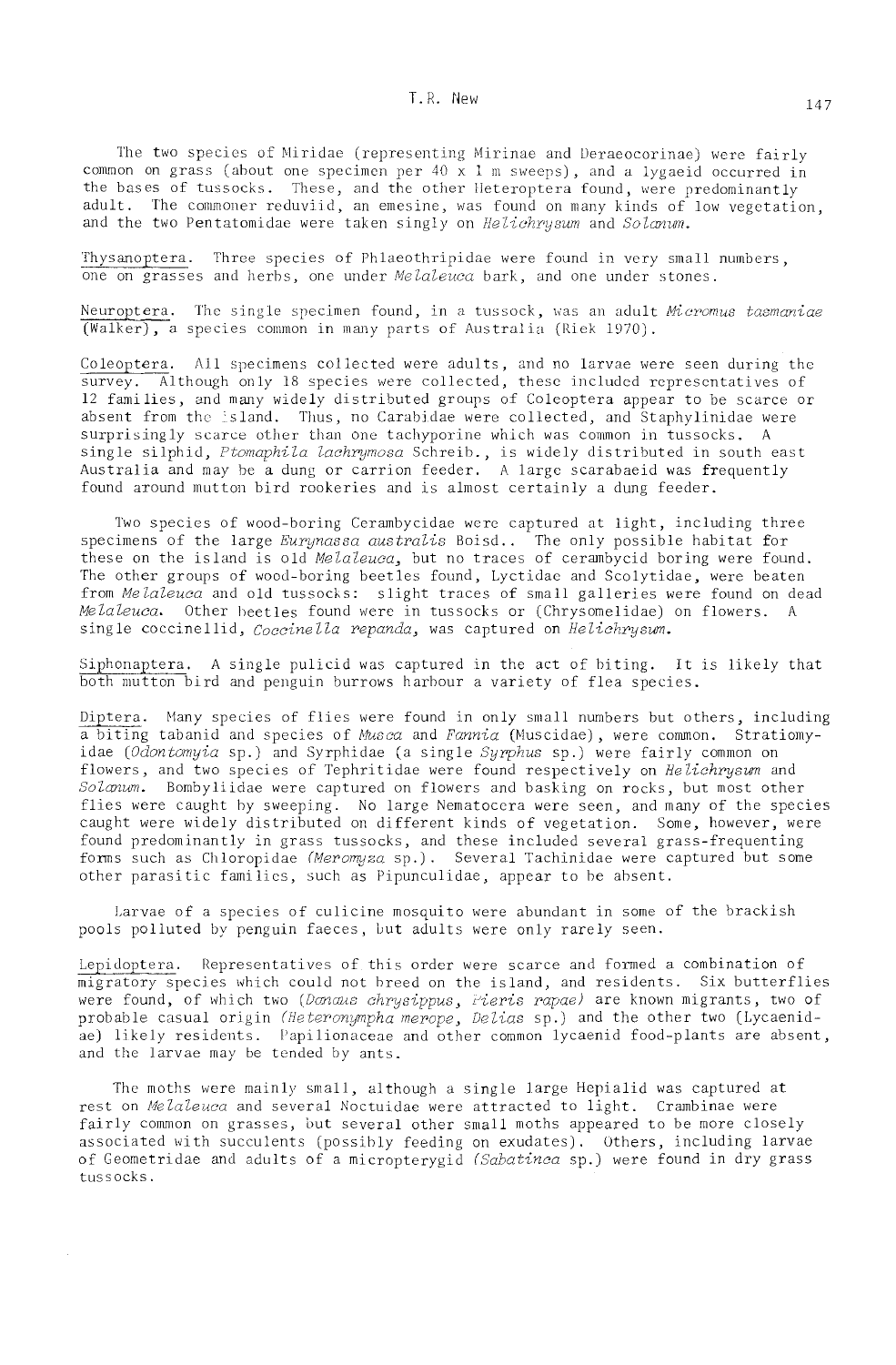The two species of Miridae (representing Mirinae and Deraeocorinae) were fairly common on grass (about one specimen per 40 x 1 m sweeps), and a lygaeid occurred in the bases of tussocks. These, and the other Heteroptera found, were predominantly adult. The commoner reduviid, an emesine, was found on many kinds of low vegetation, and the two Pentatomidae were taken singly on *Helichrysum* and *Solanum*.

Thysanoptera. Three species of Phlaeothripidae were found in very small numbers, one on grasses and herbs, one under *Melaleuca* bark, and one under stones.

Neuroptera. The single specimen found, in a tussock, was an adult *Micromus tasmaniae* (Walker), a species common in many parts of Australia (Riek 1970).

Coleoptera. All specimens collected were adults, and no larvae were seen during the survey. Although only 18 species were collected, these included representatives of 12 families, and many widely distributed groups of Coleoptera appear to be scarce or absent from the island. Thus, no Carabidae were collected, and Staphylinidae were surprisingly scarce other than one tachyporine which was common in tussocks. A single silphid, *Ptomaphila lachrymosa* Schreib., is widely distributed in south east Australia and may be a dung or carrion feeder. A large scarabaeid was frequently found around mutton bird rookeries and is almost certainly a dung feeder.

Two species of wood-boring Cerambycidae were captured at light, including three specimens of the large *Eurynassa australis* Boisd.. The only possible habitat for these on the island is old *Melaleuca*, but no traces of cerambycid boring were found. The other groups of wood-boring beetles found, Lyctidae and Scolytidae, were beaten from *Melaleuca* and old tussocks: slight traces of small galleries were found on dead *Melaleuca*. Other beetles found were in tussocks or (Chrysomelidae) on flowers. A single coccinellid, *Coccinella repanda*, was captured on *Helichrysum*.

Siphonaptera. A single pulicid was captured in the act of biting. It is likely that both mutton bird and penguin burrows harbour a variety of flea species.

Diptera. Many species of flies were found in only small numbers but others, including a biting tabanid and species of *Musca* and *Fannia* (Muscidae), were common. Stratiomyidae (*Odontomyia* sp.) and Syrphidae (a single *Syrphus* sp.) were fairly common on flowers, and two species of Tephritidae were found respectively on *Helichrysum* and *Solanum*. Bombyliidae were captured on flowers and basking on rocks, but most other flies were caught by sweeping. No large Nematocera were seen, and many of the species caught were widely distributed on different kinds of vegetation. Some, however, were found predominantly in grass tussocks, and these included several grass-frequenting forms such as Chloropidae (*Meromyza* sp.). Several Tachinidae were captured but some other parasitic families, such as Pipunculidae, appear to be absent.

Larvae of a species of culicine mosquito were abundant in some of the brackish pools polluted by penguin faeces, but adults were only rarely seen.

Lepidoptera. Representatives of this order were scarce and formed a combination of migratory species which could not breed on the island, and residents. Six butterflies were found, of which two (*Danaus chrysippus*, *Pieris rapae*) are known migrants, two of probable casual origin (*Heteronympha merope*, *Delias* sp.) and the other two (Lycaenidae) likely residents. Papilionaceae and other common lycaenid food-plants are absent, and the larvae may be tended by ants.

The moths were mainly small, although a single large Hepialid was captured at rest on *Melaleuca* and several Noctuidae were attracted to light. Crambinae were fairly common on grasses, but several other small moths appeared to be more closely associated with succulents (possibly feeding on exudates). Others, including larvae of Geometridae and adults of a micropterygid (*Sabatinca* sp.) were found in dry grass tussocks.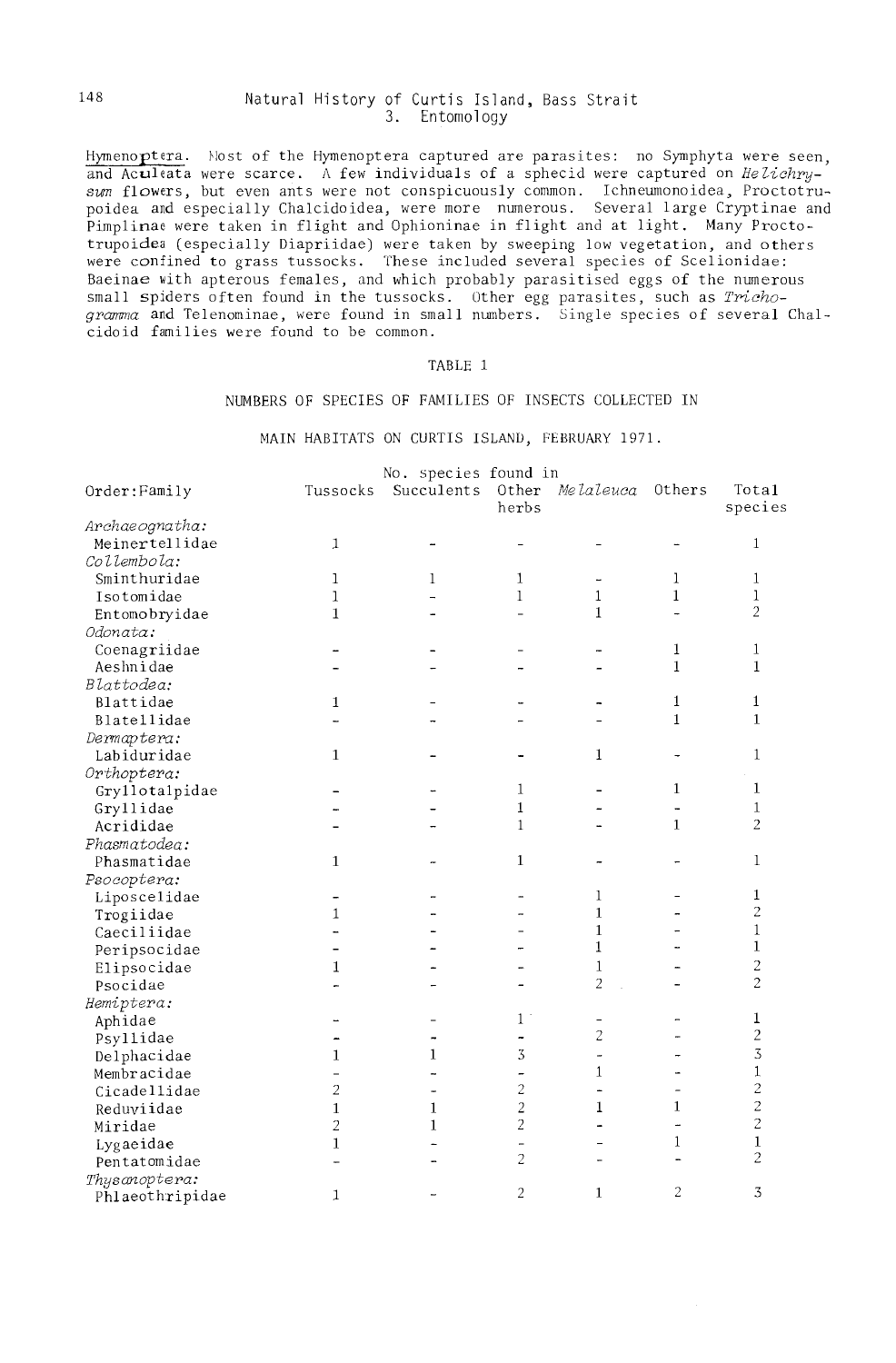Hymenoptera. Most of the Hymenoptera captured are parasites: no Symphyta were seen, and Aculeata were scarce. A few individuals of a sphecid were captured on *Helichrysum* flowers, but even ants were not conspicuously common. Ichneumonoidea, Proctotrupoidea and especially Chalcidoidea, were more numerous. Several large Cryptinae and Pimplinae were taken in flight and Ophioninae in flight and at light. Many Proctotrupoidea (especially Diapriidae) were taken by sweeping low vegetation, and others were confined to grass tussocks. These included several species of Scelionidae: Baeinae with apterous females, and which probably parasitised eggs of the numerous small spiders often found in the tussocks. Other egg parasites, such as *Trichogramma* and Telenominae, were found in small numbers. Single species of several Chalcidoid families were found to be common.

TABLE 1

NUMBERS OF SPECIES OF FAMILIES OF INSECTS COLLECTED IN MAIN HABITATS ON CURTIS ISLAND, FEBRUARY 1971.

| Order:Family | No. species found in | | | | | Total species |
|---|---|---|---|---|---|---|
| | Tussocks | Succulents | Other herbs | *Melaleuca* | Others | |
| *Archaeognatha:* | | | | | | |
| Meinertellidae | 1 | - | - | - | - | 1 |
| *Collembola:* | | | | | | |
| Sminthuridae | 1 | 1 | 1 | - | 1 | 1 |
| Isotomidae | 1 | - | 1 | 1 | 1 | 1 |
| Entomobryidae | 1 | - | - | 1 | - | 2 |
| *Odonata:* | | | | | | |
| Coenagriidae | - | - | - | - | 1 | 1 |
| Aeshnidae | - | - | - | - | 1 | 1 |
| *Blattodea:* | | | | | | |
| Blattidae | 1 | - | - | - | 1 | 1 |
| Blatellidae | - | - | - | - | 1 | 1 |
| *Dermaptera:* | | | | | | |
| Labiduridae | 1 | - | - | 1 | - | 1 |
| *Orthoptera:* | | | | | | |
| Gryllotalpidae | - | - | 1 | - | 1 | 1 |
| Gryllidae | - | - | 1 | - | - | 1 |
| Acrididae | - | - | 1 | - | 1 | 2 |
| *Phasmatodea:* | | | | | | |
| Phasmatidae | 1 | - | 1 | - | - | 1 |
| *Psocoptera:* | | | | | | |
| Liposcelidae | - | - | - | 1 | - | 1 |
| Trogiidae | 1 | - | - | 1 | - | 2 |
| Caeciliidae | - | - | - | 1 | - | 1 |
| Peripsocidae | - | - | - | 1 | - | 1 |
| Elipsocidae | 1 | - | - | 1 | - | 2 |
| Psocidae | - | - | - | 2 | - | 2 |
| *Hemiptera:* | | | | | | |
| Aphidae | - | - | 1 | - | - | 1 |
| Psyllidae | - | - | - | 2 | - | 2 |
| Delphacidae | 1 | 1 | 3 | - | - | 3 |
| Membracidae | - | - | - | 1 | - | 1 |
| Cicadellidae | 2 | - | 2 | - | - | 2 |
| Reduviidae | 1 | 1 | 2 | 1 | 1 | 2 |
| Miridae | 2 | 1 | 2 | - | - | 2 |
| Lygaeidae | 1 | - | - | - | 1 | 1 |
| Pentatomidae | - | - | 2 | - | - | 2 |
| *Thysanoptera:* | | | | | | |
| Phlaeothripidae | 1 | - | 2 | 1 | 2 | 3 |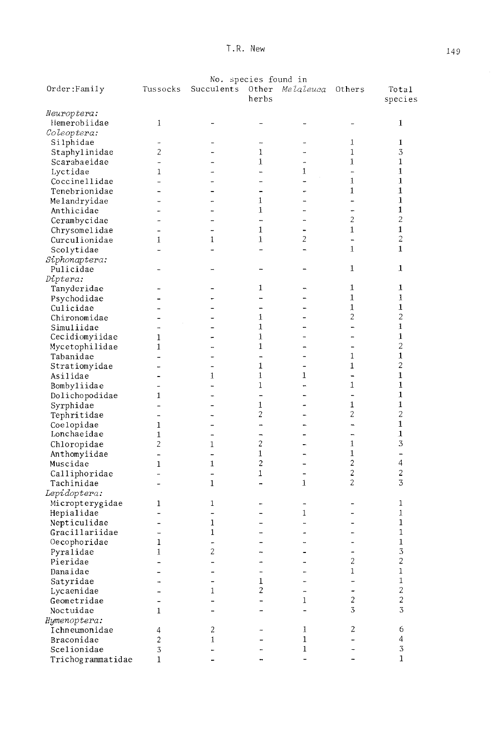| Order:Family | Tussocks | Succulents | Other herbs | *Melaleuca* | Others | Total species |
|---|---|---|---|---|---|---|
| | No. species found in | | | | | |
| *Neuroptera:* | | | | | | |
| Hemerobiidae | 1 | - | - | - | - | 1 |
| *Coleoptera:* | | | | | | |
| Silphidae | - | - | - | - | 1 | 1 |
| Staphylinidae | 2 | - | 1 | - | 1 | 3 |
| Scarabaeidae | - | - | 1 | - | 1 | 1 |
| Lyctidae | 1 | - | - | 1 | - | 1 |
| Coccinellidae | - | - | - | - | 1 | 1 |
| Tenebrionidae | - | - | - | - | 1 | 1 |
| Melandryidae | - | - | 1 | - | - | 1 |
| Anthicidae | - | - | 1 | - | - | 1 |
| Cerambycidae | - | - | - | - | 2 | 2 |
| Chrysomelidae | - | - | 1 | - | 1 | 1 |
| Curculionidae | 1 | 1 | 1 | 2 | - | 2 |
| Scolytidae | - | - | - | - | 1 | 1 |
| *Siphonaptera:* | | | | | | |
| Pulicidae | - | - | - | - | 1 | 1 |
| *Diptera:* | | | | | | |
| Tanyderidae | - | - | 1 | - | 1 | 1 |
| Psychodidae | - | - | - | - | 1 | 1 |
| Culicidae | - | - | - | - | 1 | 1 |
| Chironomidae | - | - | 1 | - | 2 | 2 |
| Simuliidae | - | - | 1 | - | - | 1 |
| Cecidiomyiidae | 1 | - | 1 | - | - | 1 |
| Mycetophilidae | 1 | - | 1 | - | - | 2 |
| Tabanidae | - | - | - | - | 1 | 1 |
| Stratiomyidae | - | - | 1 | - | 1 | 2 |
| Asilidae | - | 1 | 1 | 1 | - | 1 |
| Bombyliidae | - | - | 1 | - | 1 | 1 |
| Dolichopodidae | 1 | - | - | - | - | 1 |
| Syrphidae | - | - | 1 | - | 1 | 1 |
| Tephritidae | - | - | 2 | - | 2 | 2 |
| Coelopidae | 1 | - | - | - | - | 1 |
| Lonchaeidae | 1 | - | - | - | - | 1 |
| Chloropidae | 2 | 1 | 2 | - | 1 | 3 |
| Anthomyiidae | - | - | 1 | - | 1 | - |
| Muscidae | 1 | 1 | 2 | - | 2 | 4 |
| Calliphoridae | - | - | 1 | - | 2 | 2 |
| Tachinidae | - | 1 | - | 1 | 2 | 3 |
| *Lepidoptera:* | | | | | | |
| Micropterygidae | 1 | 1 | - | - | - | 1 |
| Hepialidae | - | - | - | 1 | - | 1 |
| Nepticulidae | - | 1 | - | - | - | 1 |
| Gracillariidae | - | 1 | - | - | - | 1 |
| Oecophoridae | 1 | - | - | - | - | 1 |
| Pyralidae | 1 | 2 | - | - | - | 3 |
| Pieridae | - | - | - | - | 2 | 2 |
| Danaidae | - | - | - | - | 1 | 1 |
| Satyridae | - | - | 1 | - | - | 1 |
| Lycaenidae | - | 1 | 2 | - | - | 2 |
| Geometridae | - | - | - | 1 | 2 | 2 |
| Noctuidae | 1 | - | - | - | 3 | 3 |
| *Hymenoptera:* | | | | | | |
| Ichneumonidae | 4 | 2 | - | 1 | 2 | 6 |
| Braconidae | 2 | 1 | - | 1 | - | 4 |
| Scelionidae | 3 | - | - | 1 | - | 3 |
| Trichogrammatidae | 1 | - | - | - | - | 1 |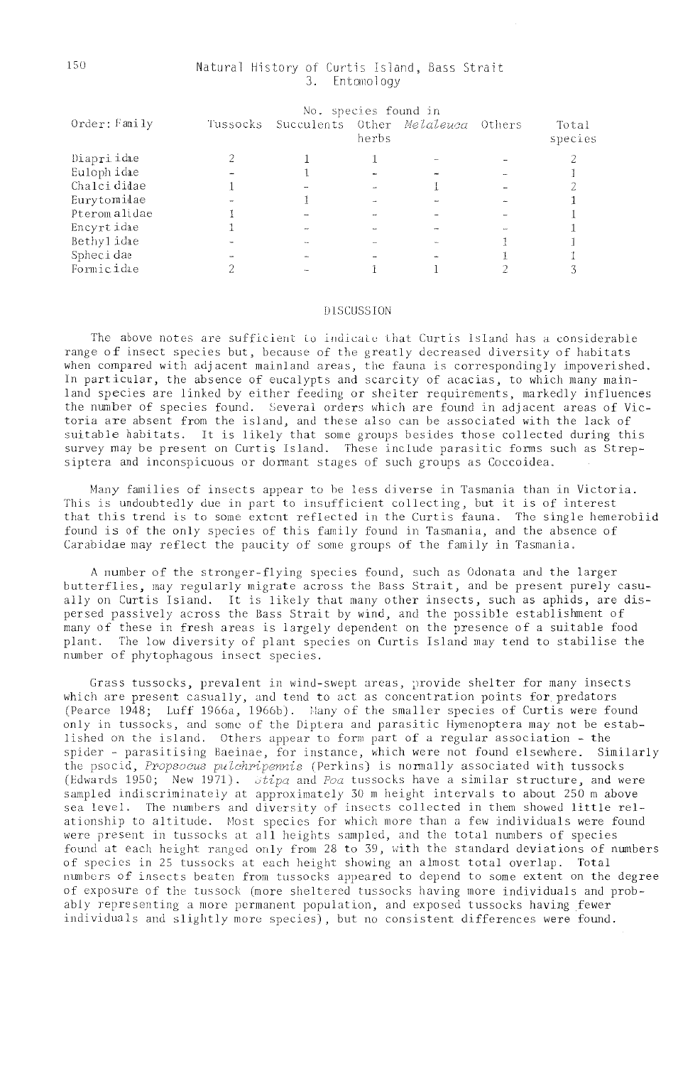| Order: Family | No. species found in | | | | | Total species |
|---|---|---|---|---|---|---|
| | Tussocks | Succulents | Other herbs | *Melaleuca* | Others | |
| Diapriidae | 2 | 1 | 1 | - | - | 2 |
| Eulophidae | - | 1 | - | - | - | 1 |
| Chalcididae | 1 | - | - | 1 | - | 2 |
| Eurytomidae | - | 1 | - | - | - | 1 |
| Pteromalidae | 1 | - | - | - | - | 1 |
| Encyrtidae | 1 | - | - | - | - | 1 |
| Bethylidae | - | - | - | - | 1 | 1 |
| Sphecidae | - | - | - | - | 1 | 1 |
| Formicidae | 2 | - | 1 | 1 | 2 | 3 |

## DISCUSSION

The above notes are sufficient to indicate that Curtis Island has a considerable range of insect species but, because of the greatly decreased diversity of habitats when compared with adjacent mainland areas, the fauna is correspondingly impoverished. In particular, the absence of eucalypts and scarcity of acacias, to which many mainland species are linked by either feeding or shelter requirements, markedly influences the number of species found. Several orders which are found in adjacent areas of Victoria are absent from the island, and these also can be associated with the lack of suitable habitats. It is likely that some groups besides those collected during this survey may be present on Curtis Island. These include parasitic forms such as Strepsiptera and inconspicuous or dormant stages of such groups as Coccoidea.

Many families of insects appear to be less diverse in Tasmania than in Victoria. This is undoubtedly due in part to insufficient collecting, but it is of interest that this trend is to some extent reflected in the Curtis fauna. The single hemerobiid found is of the only species of this family found in Tasmania, and the absence of Carabidae may reflect the paucity of some groups of the family in Tasmania.

A number of the stronger-flying species found, such as Odonata and the larger butterflies, may regularly migrate across the Bass Strait, and be present purely casually on Curtis Island. It is likely that many other insects, such as aphids, are dispersed passively across the Bass Strait by wind, and the possible establishment of many of these in fresh areas is largely dependent on the presence of a suitable food plant. The low diversity of plant species on Curtis Island may tend to stabilise the number of phytophagous insect species.

Grass tussocks, prevalent in wind-swept areas, provide shelter for many insects which are present casually, and tend to act as concentration points for predators (Pearce 1948; Luff 1966a, 1966b). Many of the smaller species of Curtis were found only in tussocks, and some of the Diptera and parasitic Hymenoptera may not be established on the island. Others appear to form part of a regular association - the spider - parasitising Baeinae, for instance, which were not found elsewhere. Similarly the psocid, *Propsocus pulchripennis* (Perkins) is normally associated with tussocks (Edwards 1950; New 1971). *Stipa* and *Poa* tussocks have a similar structure, and were sampled indiscriminately at approximately 30 m height intervals to about 250 m above sea level. The numbers and diversity of insects collected in them showed little relationship to altitude. Most species for which more than a few individuals were found were present in tussocks at all heights sampled, and the total numbers of species found at each height ranged only from 28 to 39, with the standard deviations of numbers of species in 25 tussocks at each height showing an almost total overlap. Total numbers of insects beaten from tussocks appeared to depend to some extent on the degree of exposure of the tussock (more sheltered tussocks having more individuals and probably representing a more permanent population, and exposed tussocks having fewer individuals and slightly more species), but no consistent differences were found.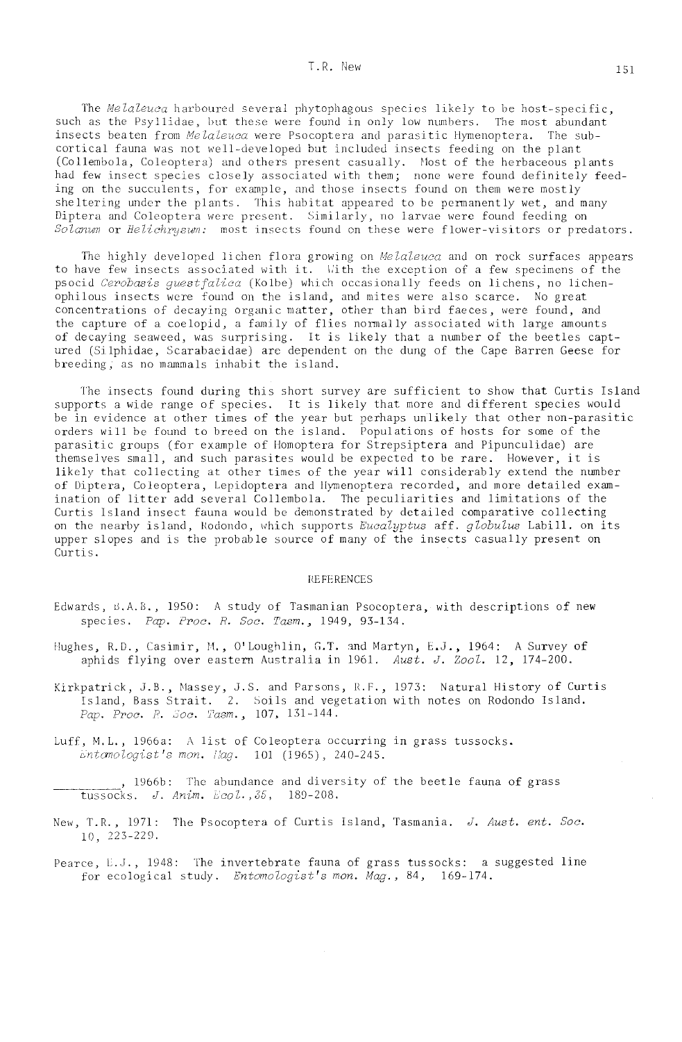The *Melaleuca* harboured several phytophagous species likely to be host-specific, such as the Psyllidae, but these were found in only low numbers. The most abundant insects beaten from *Melaleuca* were Psocoptera and parasitic Hymenoptera. The sub-cortical fauna was not well-developed but included insects feeding on the plant (Collembola, Coleoptera) and others present casually. Most of the herbaceous plants had few insect species closely associated with them; none were found definitely feeding on the succulents, for example, and those insects found on them were mostly sheltering under the plants. This habitat appeared to be permanently wet, and many Diptera and Coleoptera were present. Similarly, no larvae were found feeding on *Solanum* or *Helichrysum*: most insects found on these were flower-visitors or predators.

The highly developed lichen flora growing on *Melaleuca* and on rock surfaces appears to have few insects associated with it. With the exception of a few specimens of the psocid *Cerobasis guestfalica* (Kolbe) which occasionally feeds on lichens, no lichenophilous insects were found on the island, and mites were also scarce. No great concentrations of decaying organic matter, other than bird faeces, were found, and the capture of a coelopid, a family of flies normally associated with large amounts of decaying seaweed, was surprising. It is likely that a number of the beetles captured (Silphidae, Scarabaeidae) are dependent on the dung of the Cape Barren Geese for breeding, as no mammals inhabit the island.

The insects found during this short survey are sufficient to show that Curtis Island supports a wide range of species. It is likely that more and different species would be in evidence at other times of the year but perhaps unlikely that other non-parasitic orders will be found to breed on the island. Populations of hosts for some of the parasitic groups (for example of Homoptera for Strepsiptera and Pipunculidae) are themselves small, and such parasites would be expected to be rare. However, it is likely that collecting at other times of the year will considerably extend the number of Diptera, Coleoptera, Lepidoptera and Hymenoptera recorded, and more detailed examination of litter add several Collembola. The peculiarities and limitations of the Curtis Island insect fauna would be demonstrated by detailed comparative collecting on the nearby island, Rodondo, which supports *Eucalyptus* aff. *globulus* Labill. on its upper slopes and is the probable source of many of the insects casually present on Curtis.

## REFERENCES

Edwards, B.A.B., 1950: A study of Tasmanian Psocoptera, with descriptions of new species. *Pap. Proc. R. Soc. Tasm.*, 1949, 93-134.

Hughes, R.D., Casimir, M., O'Loughlin, G.T. and Martyn, E.J., 1964: A Survey of aphids flying over eastern Australia in 1961. *Aust. J. Zool.* 12, 174-200.

Kirkpatrick, J.B., Massey, J.S. and Parsons, R.F., 1973: Natural History of Curtis Island, Bass Strait. 2. Soils and vegetation with notes on Rodondo Island. *Pap. Proc. R. Soc. Tasm.*, 107, 131-144.

Luff, M.L., 1966a: A list of Coleoptera occurring in grass tussocks. *Entomologist's mon. Mag.* 101 (1965), 240-245.

\_\_\_\_\_\_\_\_, 1966b: The abundance and diversity of the beetle fauna of grass tussocks. *J. Anim. Ecol.*, *35*, 189-208.

New, T.R., 1971: The Psocoptera of Curtis Island, Tasmania. *J. Aust. ent. Soc.* 10, 223-229.

Pearce, E.J., 1948: The invertebrate fauna of grass tussocks: a suggested line for ecological study. *Entomologist's mon. Mag.*, 84, 169-174.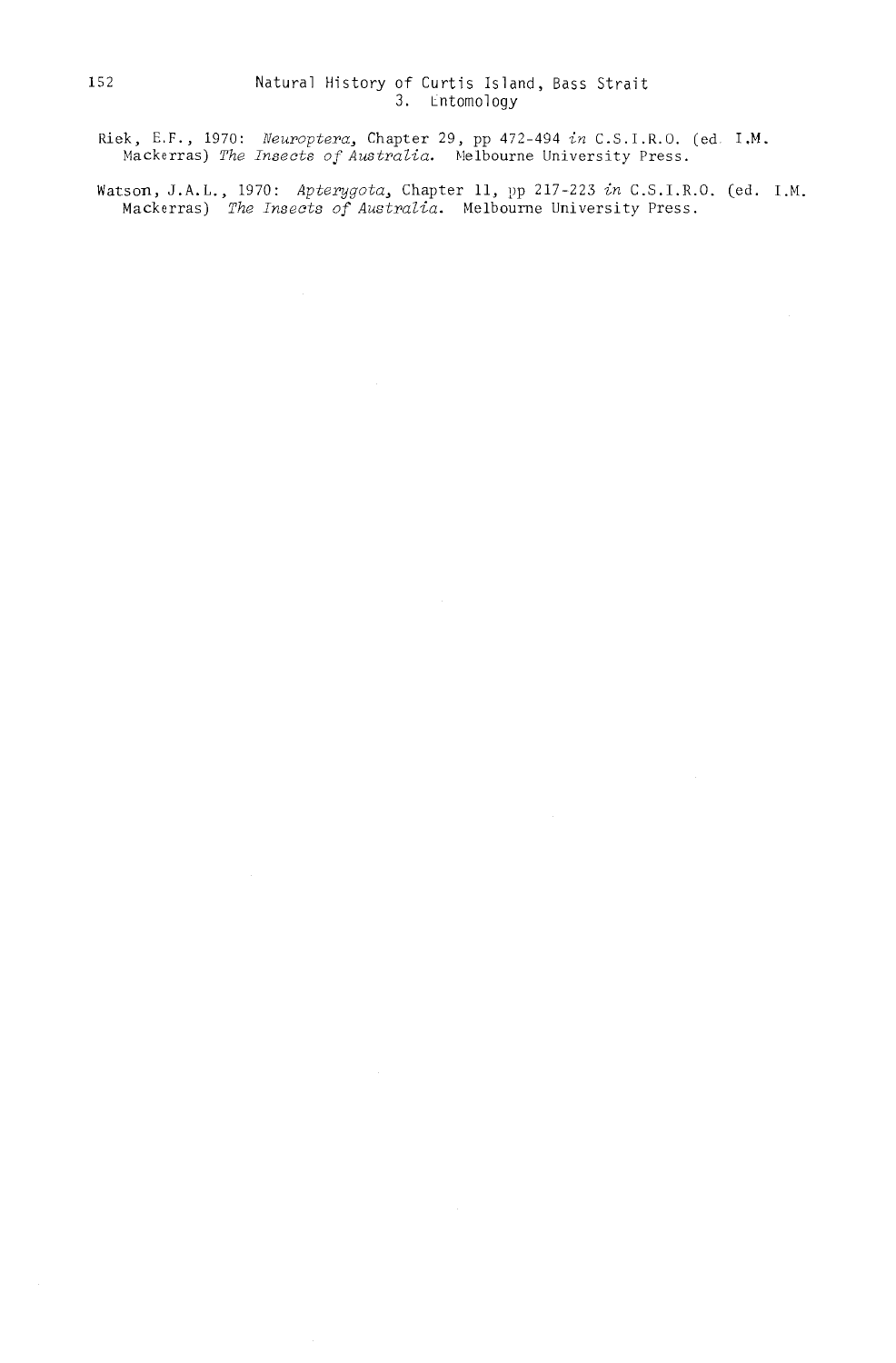Riek, E.F., 1970: *Neuroptera*, Chapter 29, pp 472-494 *in* C.S.I.R.O. (ed. I.M. Mackerras) *The Insects of Australia*. Melbourne University Press.

Watson, J.A.L., 1970: *Apterygota*, Chapter 11, pp 217-223 *in* C.S.I.R.O. (ed. I.M. Mackerras) *The Insects of Australia*. Melbourne University Press.